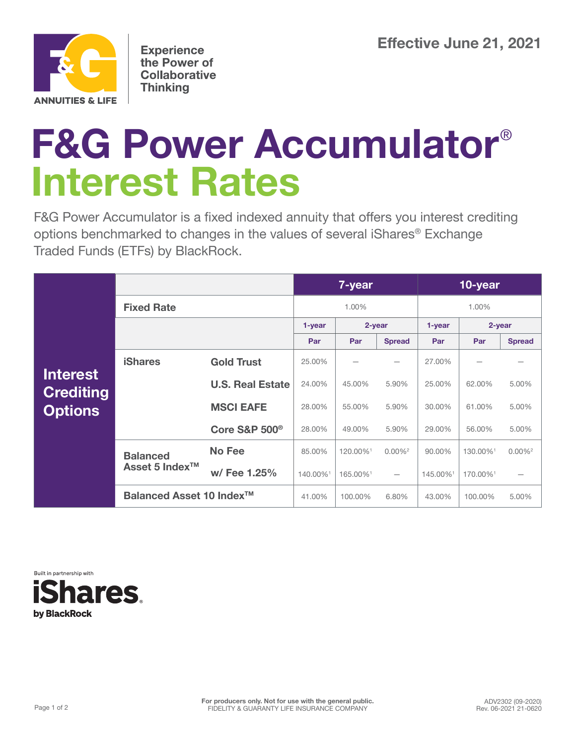Experience the Power of Collaborative Thinking

**Effective June 21, 2021**

# F&G Power Accumulator®

# Interest Rates

F&G Power Accumulator is a fixed indexed annuity that offers you interest crediting options benchmarked to changes in the values of several iShares® Exchange Traded Funds (ETFs) by BlackRock.

| Interest Crediting Options | | | 7-year | | | 10-year | | |
|---|---|---|---|---|---|---|---|---|
| | Fixed Rate | | 1.00% | | | 1.00% | | |
| | | | 1-year | 2-year | | 1-year | 2-year | |
| | | | Par | Par | Spread | Par | Par | Spread |
| | iShares | Gold Trust | 25.00% | — | — | 27.00% | — | — |
| | | U.S. Real Estate | 24.00% | 45.00% | 5.90% | 25.00% | 62.00% | 5.00% |
| | | MSCI EAFE | 28.00% | 55.00% | 5.90% | 30.00% | 61.00% | 5.00% |
| | | Core S&P 500® | 28.00% | 49.00% | 5.90% | 29.00% | 56.00% | 5.00% |
| | Balanced Asset 5 Index™ | No Fee | 85.00% | 120.00%[1] | 0.00%[2] | 90.00% | 130.00%[1] | 0.00%[2] |
| | | w/ Fee 1.25% | 140.00%[1] | 165.00%[1] | — | 145.00%[1] | 170.00%[1] | — |
| | Balanced Asset 10 Index™ | | 41.00% | 100.00% | 6.80% | 43.00% | 100.00% | 5.00% |

Built in partnership with iShares by BlackRock

For producers only. Not for use with the general public.
FIDELITY & GUARANTY LIFE INSURANCE COMPANY

ADV2302 (09-2020)
Rev. 06-2021 21-0620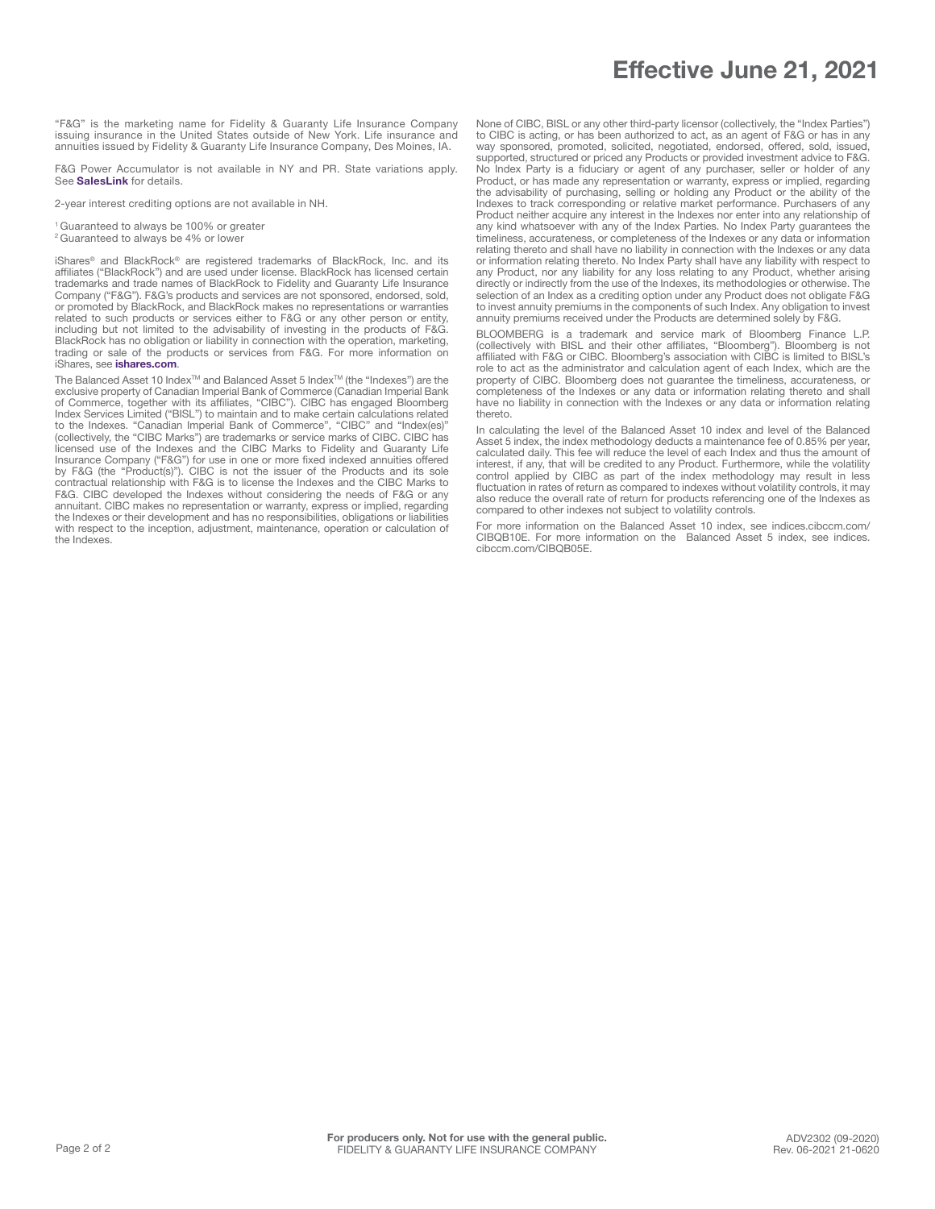# Effective June 21, 2021

"F&G" is the marketing name for Fidelity & Guaranty Life Insurance Company issuing insurance in the United States outside of New York. Life insurance and annuities issued by Fidelity & Guaranty Life Insurance Company, Des Moines, IA.

F&G Power Accumulator is not available in NY and PR. State variations apply. See **SalesLink** for details.

2-year interest crediting options are not available in NH.

[1] Guaranteed to always be 100% or greater
[2] Guaranteed to always be 4% or lower

iShares® and BlackRock® are registered trademarks of BlackRock, Inc. and its affiliates ("BlackRock") and are used under license. BlackRock has licensed certain trademarks and trade names of BlackRock to Fidelity and Guaranty Life Insurance Company ("F&G"). F&G's products and services are not sponsored, endorsed, sold, or promoted by BlackRock, and BlackRock makes no representations or warranties related to such products or services either to F&G or any other person or entity, including but not limited to the advisability of investing in the products of F&G. BlackRock has no obligation or liability in connection with the operation, marketing, trading or sale of the products or services from F&G. For more information on iShares, see **ishares.com**.

The Balanced Asset 10 Index™ and Balanced Asset 5 Index™ (the "Indexes") are the exclusive property of Canadian Imperial Bank of Commerce (Canadian Imperial Bank of Commerce, together with its affiliates, "CIBC"). CIBC has engaged Bloomberg Index Services Limited ("BISL") to maintain and to make certain calculations related to the Indexes. "Canadian Imperial Bank of Commerce", "CIBC" and "Index(es)" (collectively, the "CIBC Marks") are trademarks or service marks of CIBC. CIBC has licensed use of the Indexes and the CIBC Marks to Fidelity and Guaranty Life Insurance Company ("F&G") for use in one or more fixed indexed annuities offered by F&G (the "Product(s)"). CIBC is not the issuer of the Products and its sole contractual relationship with F&G is to license the Indexes and the CIBC Marks to F&G. CIBC developed the Indexes without considering the needs of F&G or any annuitant. CIBC makes no representation or warranty, express or implied, regarding the Indexes or their development and has no responsibilities, obligations or liabilities with respect to the inception, adjustment, maintenance, operation or calculation of the Indexes.

None of CIBC, BISL or any other third-party licensor (collectively, the "Index Parties") to CIBC is acting, or has been authorized to act, as an agent of F&G or has in any way sponsored, promoted, solicited, negotiated, endorsed, offered, sold, issued, supported, structured or priced any Products or provided investment advice to F&G. No Index Party is a fiduciary or agent of any purchaser, seller or holder of any Product, or has made any representation or warranty, express or implied, regarding the advisability of purchasing, selling or holding any Product or the ability of the Indexes to track corresponding or relative market performance. Purchasers of any Product neither acquire any interest in the Indexes nor enter into any relationship of any kind whatsoever with any of the Index Parties. No Index Party guarantees the timeliness, accurateness, or completeness of the Indexes or any data or information relating thereto and shall have no liability in connection with the Indexes or any data or information relating thereto. No Index Party shall have any liability with respect to any Product, nor any liability for any loss relating to any Product, whether arising directly or indirectly from the use of the Indexes, its methodologies or otherwise. The selection of an Index as a crediting option under any Product does not obligate F&G to invest annuity premiums in the components of such Index. Any obligation to invest annuity premiums received under the Products are determined solely by F&G.

BLOOMBERG is a trademark and service mark of Bloomberg Finance L.P. (collectively with BISL and their other affiliates, "Bloomberg"). Bloomberg is not affiliated with F&G or CIBC. Bloomberg's association with CIBC is limited to BISL's role to act as the administrator and calculation agent of each Index, which are the property of CIBC. Bloomberg does not guarantee the timeliness, accurateness, or completeness of the Indexes or any data or information relating thereto and shall have no liability in connection with the Indexes or any data or information relating thereto.

In calculating the level of the Balanced Asset 10 index and level of the Balanced Asset 5 index, the index methodology deducts a maintenance fee of 0.85% per year, calculated daily. This fee will reduce the level of each Index and thus the amount of interest, if any, that will be credited to any Product. Furthermore, while the volatility control applied by CIBC as part of the index methodology may result in less fluctuation in rates of return as compared to indexes without volatility controls, it may also reduce the overall rate of return for products referencing one of the Indexes as compared to other indexes not subject to volatility controls.

For more information on the Balanced Asset 10 index, see indices.cibccm.com/CIBQB10E. For more information on the Balanced Asset 5 index, see indices.cibccm.com/CIBQB05E.

**For producers only. Not for use with the general public.**
FIDELITY & GUARANTY LIFE INSURANCE COMPANY

ADV2302 (09-2020)
Rev. 06-2021 21-0620